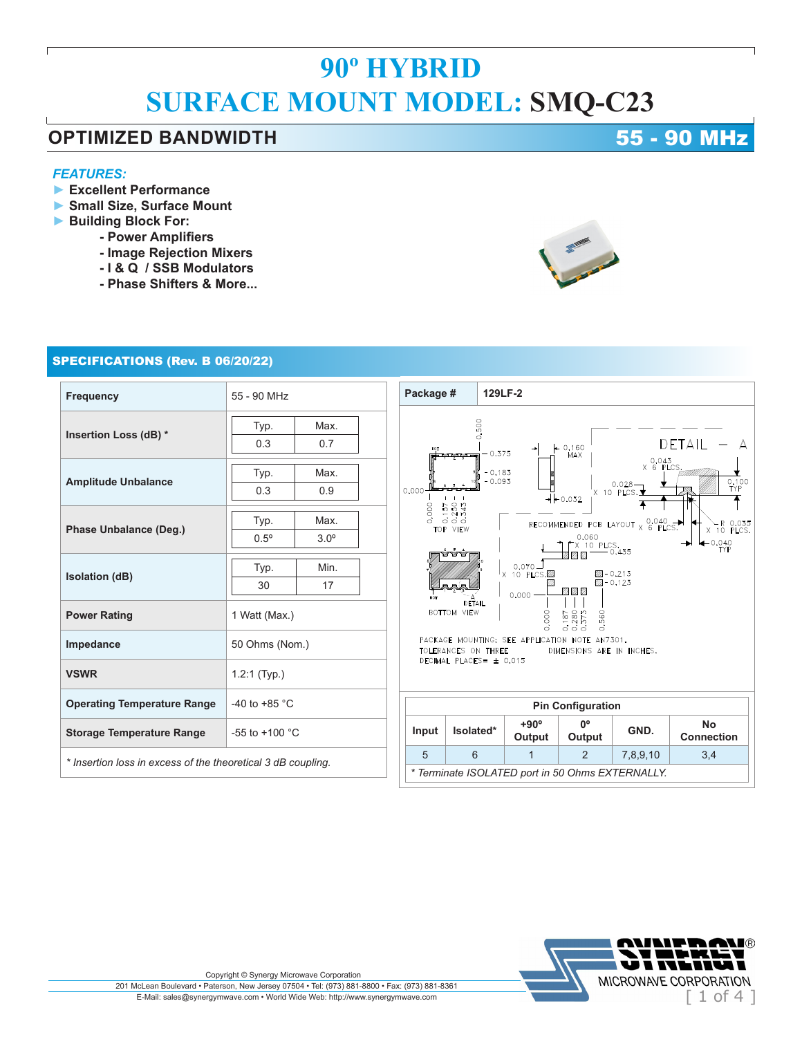# 90º HYBRID

# SURFACE MOUNT MODEL: SMQ-C23

## OPTIMIZED BANDWIDTH 55 - 90 MHz

***FEATURES:***

- ► **Excellent Performance**
- ► **Small Size, Surface Mount**
- ► **Building Block For:**
  - **- Power Amplifiers**
  - **- Image Rejection Mixers**
  - **- I & Q / SSB Modulators**
  - **- Phase Shifters & More...**

## SPECIFICATIONS (Rev. B 06/20/22)

| Parameter | Value | |
|---|---|---|
| **Frequency** | 55 - 90 MHz | |
| **Insertion Loss (dB) \*** | Typ. 0.3 | Max. 0.7 |
| **Amplitude Unbalance** | Typ. 0.3 | Max. 0.9 |
| **Phase Unbalance (Deg.)** | Typ. 0.5º | Max. 3.0º |
| **Isolation (dB)** | Typ. 30 | Min. 17 |
| **Power Rating** | 1 Watt (Max.) | |
| **Impedance** | 50 Ohms (Nom.) | |
| **VSWR** | 1.2:1 (Typ.) | |
| **Operating Temperature Range** | -40 to +85 °C | |
| **Storage Temperature Range** | -55 to +100 °C | |

*\* Insertion loss in excess of the theoretical 3 dB coupling.*

**Package #** **129LF-2**

PACKAGE MOUNTING: SEE APPLICATION NOTE AN7301.
TOLERANCES ON THREE DECIMAL PLACES= ± 0.015
DIMENSIONS ARE IN INCHES.

**Pin Configuration**

| Input | Isolated* | +90º Output | 0º Output | GND. | No Connection |
|---|---|---|---|---|---|
| 5 | 6 | 1 | 2 | 7,8,9,10 | 3,4 |

*\* Terminate ISOLATED port in 50 Ohms EXTERNALLY.*

Copyright © Synergy Microwave Corporation
201 McLean Boulevard • Paterson, New Jersey 07504 • Tel: (973) 881-8800 • Fax: (973) 881-8361
E-Mail: sales@synergymwave.com • World Wide Web: http://www.synergymwave.com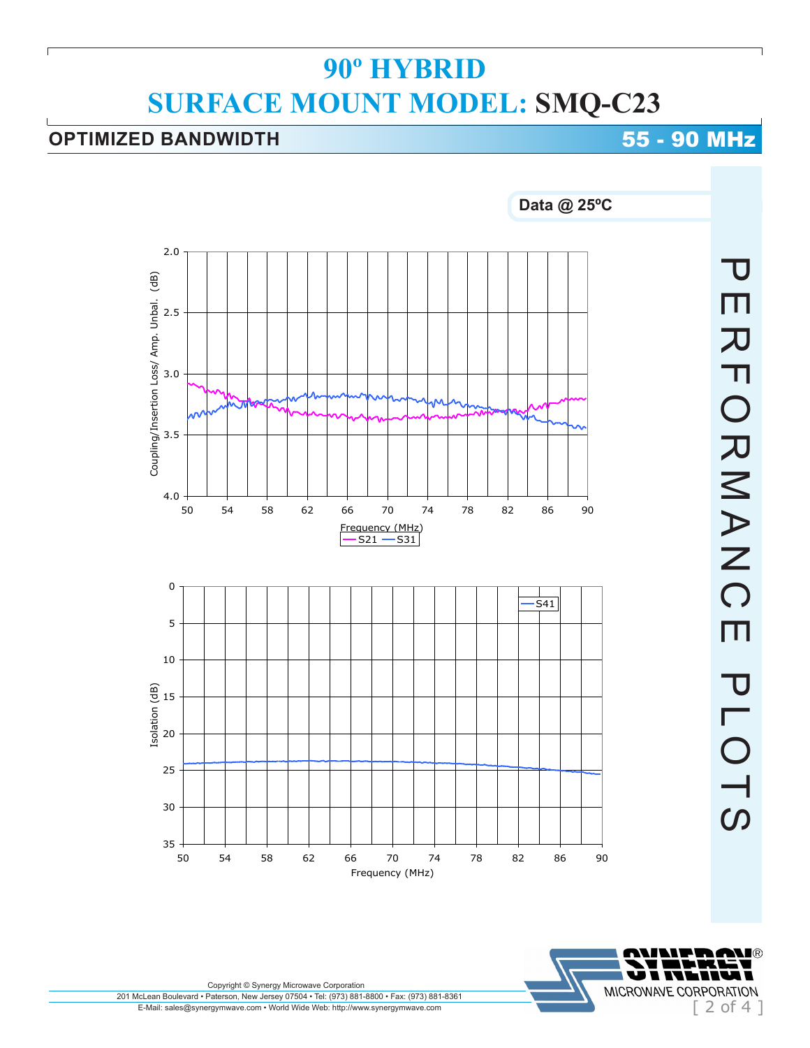# 90º HYBRID

# SURFACE MOUNT MODEL: SMQ-C23

## OPTIMIZED BANDWIDTH — 55 - 90 MHz

**Data @ 25ºC**

PERFORMANCE PLOTS

Coupling/Insertion Loss/ Amp. Unbal. (dB) vs. Frequency (MHz) — S21, S31

Isolation (dB) vs. Frequency (MHz) — S41

Copyright © Synergy Microwave Corporation

201 McLean Boulevard • Paterson, New Jersey 07504 • Tel: (973) 881-8800 • Fax: (973) 881-8361

E-Mail: sales@synergymwave.com • World Wide Web: http://www.synergymwave.com

SYNERGY® MICROWAVE CORPORATION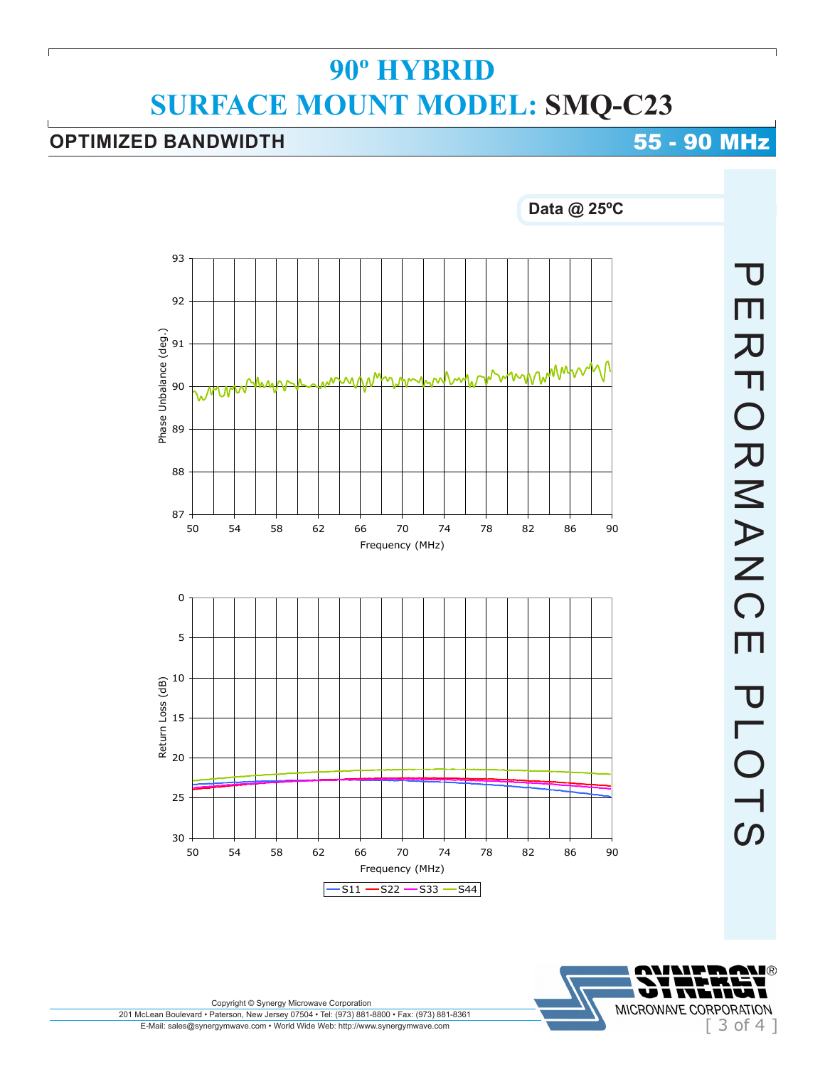# 90º HYBRID

# SURFACE MOUNT MODEL: SMQ-C23

## OPTIMIZED BANDWIDTH 55 - 90 MHz

PERFORMANCE PLOTS

**Data @ 25ºC**

Phase Unbalance (deg.) vs. Frequency (MHz)

Return Loss (dB) vs. Frequency (MHz)

S11 S22 S33 S44

Copyright © Synergy Microwave Corporation

201 McLean Boulevard • Paterson, New Jersey 07504 • Tel: (973) 881-8800 • Fax: (973) 881-8361

E-Mail: sales@synergymwave.com • World Wide Web: http://www.synergymwave.com

SYNERGY® MICROWAVE CORPORATION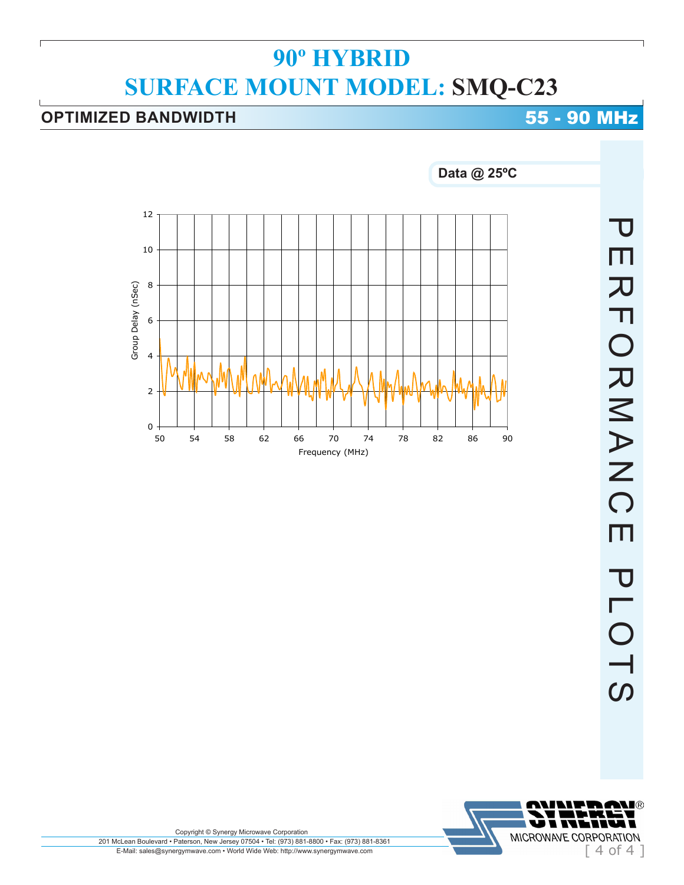# 90º HYBRID

# SURFACE MOUNT MODEL: SMQ-C23

## OPTIMIZED BANDWIDTH 55 - 90 MHz

**Data @ 25ºC**

Group Delay (nSec)

12
10
8
6
4
2
0

50 54 58 62 66 70 74 78 82 86 90

Frequency (MHz)

PERFORMANCE PLOTS

Copyright © Synergy Microwave Corporation

201 McLean Boulevard • Paterson, New Jersey 07504 • Tel: (973) 881-8800 • Fax: (973) 881-8361

E-Mail: sales@synergymwave.com • World Wide Web: http://www.synergymwave.com

SYNERGY® MICROWAVE CORPORATION